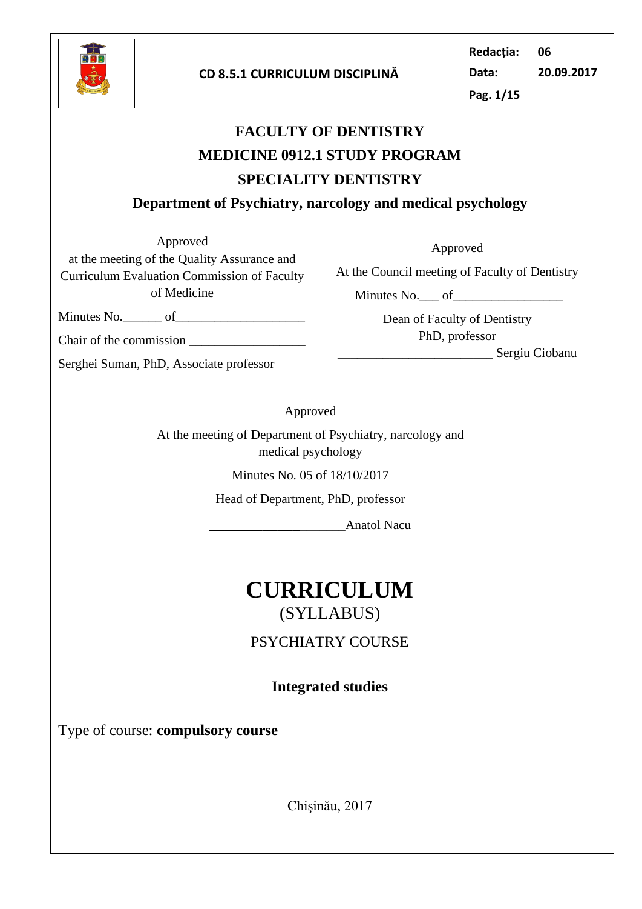# FACULTY OF DENTISTRY

## MEDICINE 0912.1 STUDY PROGRAM

## SPECIALITY DENTISTRY

### Department of Psychiatry, narcology and medical psychology

Approved
at the meeting of the Quality Assurance and Curriculum Evaluation Commission of Faculty of Medicine

Minutes No.______ of____________________

Chair of the commission __________________

Serghei Suman, PhD, Associate professor

Approved

At the Council meeting of Faculty of Dentistry

Minutes No.___ of_________________

Dean of Faculty of Dentistry
PhD, professor
________________________ Sergiu Ciobanu

Approved

At the meeting of Department of Psychiatry, narcology and medical psychology

Minutes No. 05 of 18/10/2017

Head of Department, PhD, professor

_____________________Anatol Nacu

# CURRICULUM

(SYLLABUS)

PSYCHIATRY COURSE

**Integrated studies**

Type of course: **compulsory course**

Chişinău, 2017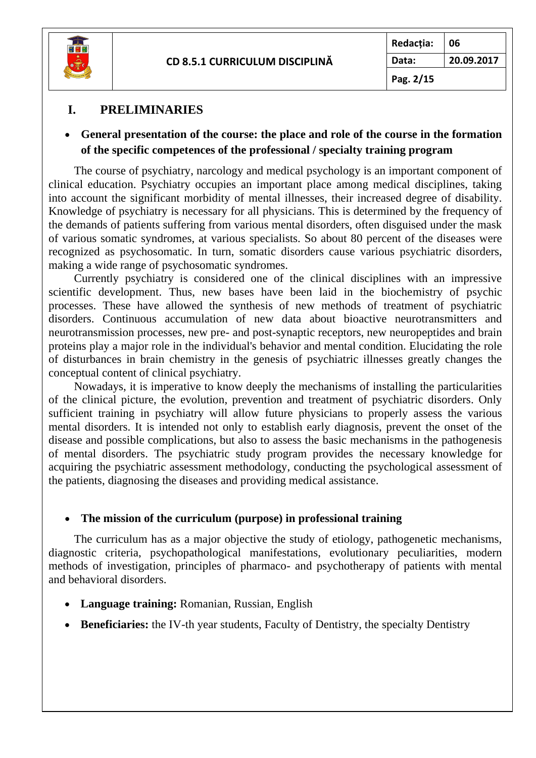# I. PRELIMINARIES

- **General presentation of the course: the place and role of the course in the formation of the specific competences of the professional / specialty training program**

The course of psychiatry, narcology and medical psychology is an important component of clinical education. Psychiatry occupies an important place among medical disciplines, taking into account the significant morbidity of mental illnesses, their increased degree of disability. Knowledge of psychiatry is necessary for all physicians. This is determined by the frequency of the demands of patients suffering from various mental disorders, often disguised under the mask of various somatic syndromes, at various specialists. So about 80 percent of the diseases were recognized as psychosomatic. In turn, somatic disorders cause various psychiatric disorders, making a wide range of psychosomatic syndromes.

Currently psychiatry is considered one of the clinical disciplines with an impressive scientific development. Thus, new bases have been laid in the biochemistry of psychic processes. These have allowed the synthesis of new methods of treatment of psychiatric disorders. Continuous accumulation of new data about bioactive neurotransmitters and neurotransmission processes, new pre- and post-synaptic receptors, new neuropeptides and brain proteins play a major role in the individual's behavior and mental condition. Elucidating the role of disturbances in brain chemistry in the genesis of psychiatric illnesses greatly changes the conceptual content of clinical psychiatry.

Nowadays, it is imperative to know deeply the mechanisms of installing the particularities of the clinical picture, the evolution, prevention and treatment of psychiatric disorders. Only sufficient training in psychiatry will allow future physicians to properly assess the various mental disorders. It is intended not only to establish early diagnosis, prevent the onset of the disease and possible complications, but also to assess the basic mechanisms in the pathogenesis of mental disorders. The psychiatric study program provides the necessary knowledge for acquiring the psychiatric assessment methodology, conducting the psychological assessment of the patients, diagnosing the diseases and providing medical assistance.

- **The mission of the curriculum (purpose) in professional training**

The curriculum has as a major objective the study of etiology, pathogenetic mechanisms, diagnostic criteria, psychopathological manifestations, evolutionary peculiarities, modern methods of investigation, principles of pharmaco- and psychotherapy of patients with mental and behavioral disorders.

- **Language training:** Romanian, Russian, English
- **Beneficiaries:** the IV-th year students, Faculty of Dentistry, the specialty Dentistry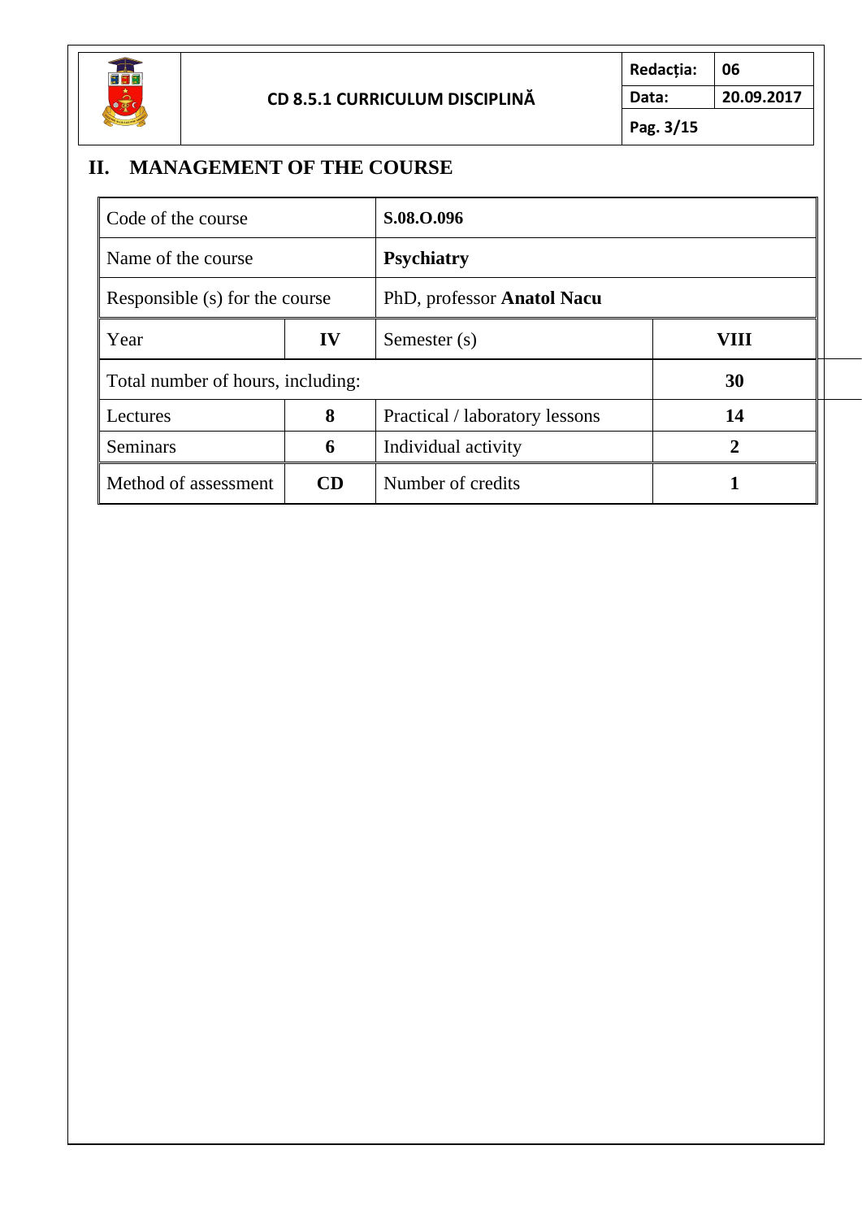## II. MANAGEMENT OF THE COURSE

| Code of the course | | **S.08.O.096** | |
|---|---|---|---|
| Name of the course | | **Psychiatry** | |
| Responsible (s) for the course | | PhD, professor **Anatol Nacu** | |
| Year | **IV** | Semester (s) | **VIII** |
| Total number of hours, including: | | | **30** |
| Lectures | **8** | Practical / laboratory lessons | **14** |
| Seminars | **6** | Individual activity | **2** |
| Method of assessment | **CD** | Number of credits | **1** |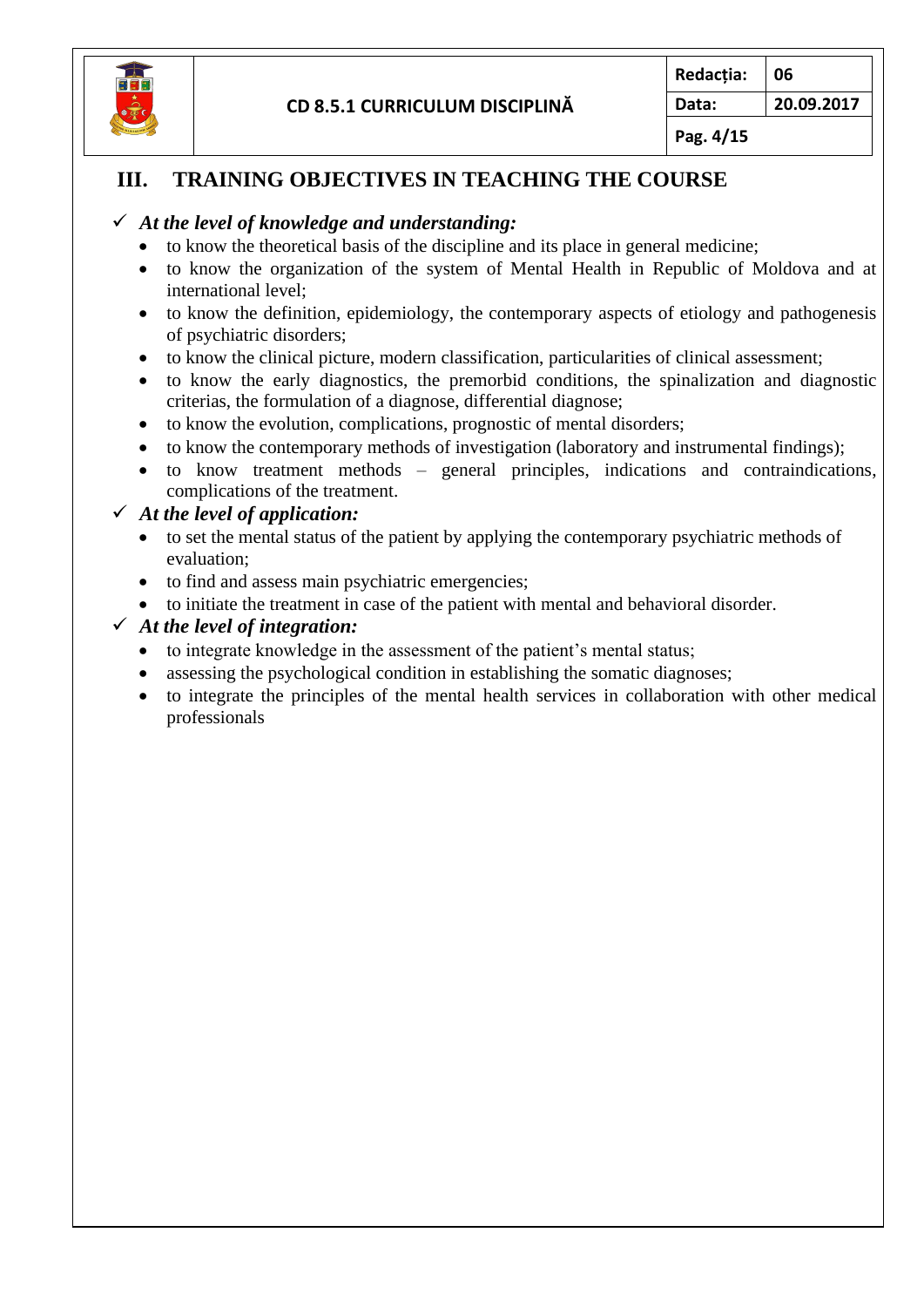## III. TRAINING OBJECTIVES IN TEACHING THE COURSE

✓ ***At the level of knowledge and understanding:***

- to know the theoretical basis of the discipline and its place in general medicine;
- to know the organization of the system of Mental Health in Republic of Moldova and at international level;
- to know the definition, epidemiology, the contemporary aspects of etiology and pathogenesis of psychiatric disorders;
- to know the clinical picture, modern classification, particularities of clinical assessment;
- to know the early diagnostics, the premorbid conditions, the spinalization and diagnostic criterias, the formulation of a diagnose, differential diagnose;
- to know the evolution, complications, prognostic of mental disorders;
- to know the contemporary methods of investigation (laboratory and instrumental findings);
- to know treatment methods – general principles, indications and contraindications, complications of the treatment.

✓ ***At the level of application:***

- to set the mental status of the patient by applying the contemporary psychiatric methods of evaluation;
- to find and assess main psychiatric emergencies;
- to initiate the treatment in case of the patient with mental and behavioral disorder.

✓ ***At the level of integration:***

- to integrate knowledge in the assessment of the patient's mental status;
- assessing the psychological condition in establishing the somatic diagnoses;
- to integrate the principles of the mental health services in collaboration with other medical professionals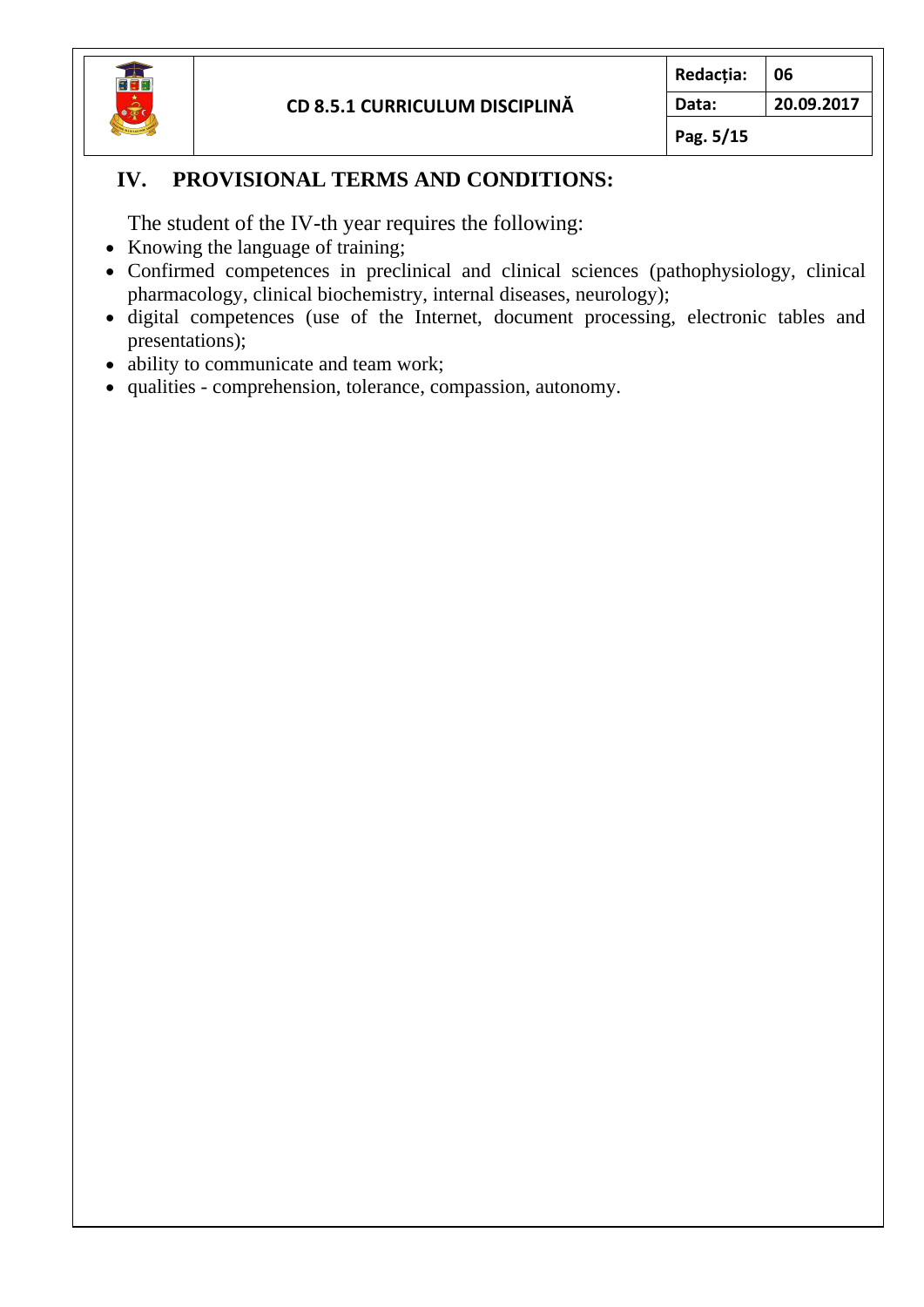## IV. PROVISIONAL TERMS AND CONDITIONS:

The student of the IV-th year requires the following:

- Knowing the language of training;
- Confirmed competences in preclinical and clinical sciences (pathophysiology, clinical pharmacology, clinical biochemistry, internal diseases, neurology);
- digital competences (use of the Internet, document processing, electronic tables and presentations);
- ability to communicate and team work;
- qualities - comprehension, tolerance, compassion, autonomy.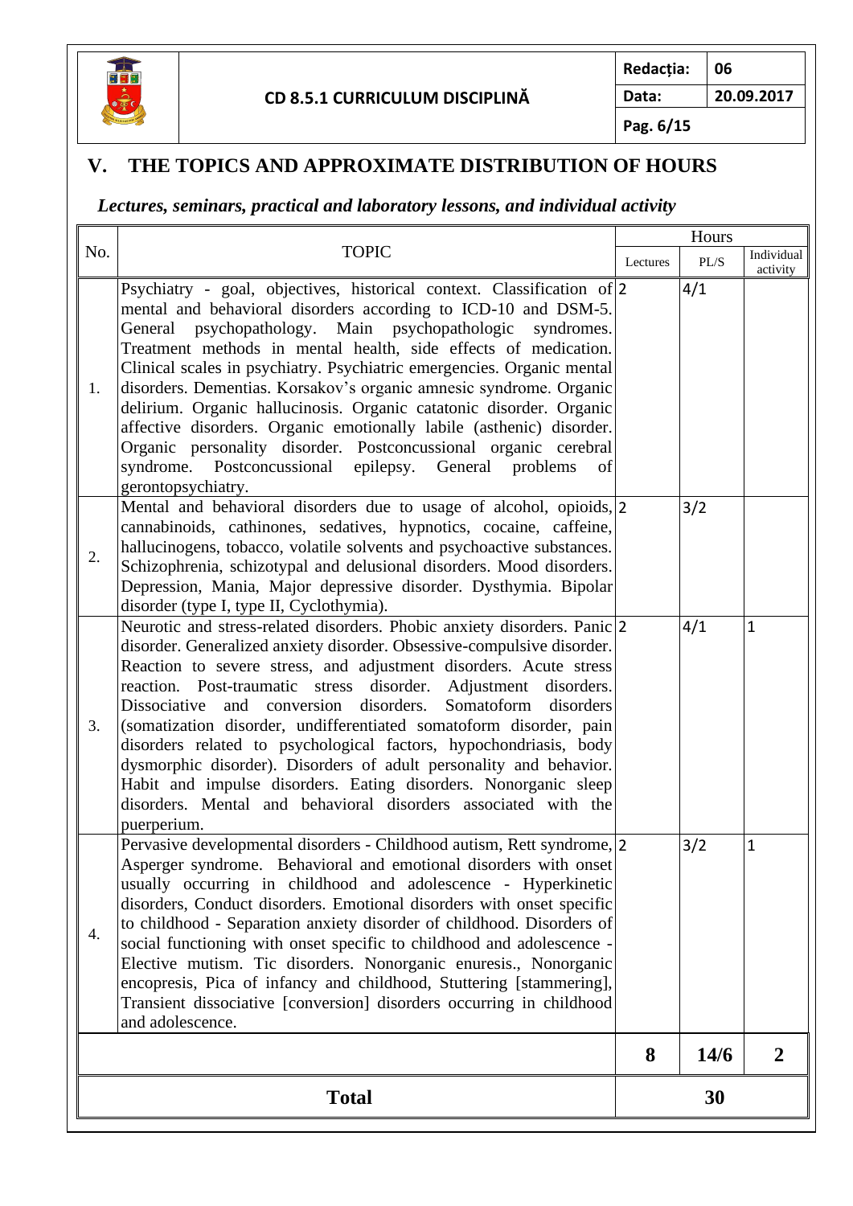## V. THE TOPICS AND APPROXIMATE DISTRIBUTION OF HOURS

### *Lectures, seminars, practical and laboratory lessons, and individual activity*

| No. | TOPIC | Hours | | |
|---|---|---|---|---|
| | | Lectures | PL/S | Individual activity |
| 1. | Psychiatry - goal, objectives, historical context. Classification of mental and behavioral disorders according to ICD-10 and DSM-5. General psychopathology. Main psychopathologic syndromes. Treatment methods in mental health, side effects of medication. Clinical scales in psychiatry. Psychiatric emergencies. Organic mental disorders. Dementias. Korsakov's organic amnesic syndrome. Organic delirium. Organic hallucinosis. Organic catatonic disorder. Organic affective disorders. Organic emotionally labile (asthenic) disorder. Organic personality disorder. Postconcussional organic cerebral syndrome. Postconcussional epilepsy. General problems of gerontopsychiatry. | 2 | 4/1 | |
| 2. | Mental and behavioral disorders due to usage of alcohol, opioids, cannabinoids, cathinones, sedatives, hypnotics, cocaine, caffeine, hallucinogens, tobacco, volatile solvents and psychoactive substances. Schizophrenia, schizotypal and delusional disorders. Mood disorders. Depression, Mania, Major depressive disorder. Dysthymia. Bipolar disorder (type I, type II, Cyclothymia). | 2 | 3/2 | |
| 3. | Neurotic and stress-related disorders. Phobic anxiety disorders. Panic disorder. Generalized anxiety disorder. Obsessive-compulsive disorder. Reaction to severe stress, and adjustment disorders. Acute stress reaction. Post-traumatic stress disorder. Adjustment disorders. Dissociative and conversion disorders. Somatoform disorders (somatization disorder, undifferentiated somatoform disorder, pain disorders related to psychological factors, hypochondriasis, body dysmorphic disorder). Disorders of adult personality and behavior. Habit and impulse disorders. Eating disorders. Nonorganic sleep disorders. Mental and behavioral disorders associated with the puerperium. | 2 | 4/1 | 1 |
| 4. | Pervasive developmental disorders - Childhood autism, Rett syndrome, Asperger syndrome. Behavioral and emotional disorders with onset usually occurring in childhood and adolescence - Hyperkinetic disorders, Conduct disorders. Emotional disorders with onset specific to childhood - Separation anxiety disorder of childhood. Disorders of social functioning with onset specific to childhood and adolescence - Elective mutism. Tic disorders. Nonorganic enuresis., Nonorganic encopresis, Pica of infancy and childhood, Stuttering [stammering], Transient dissociative [conversion] disorders occurring in childhood and adolescence. | 2 | 3/2 | 1 |
| | | **8** | **14/6** | **2** |
| | **Total** | **30** | | |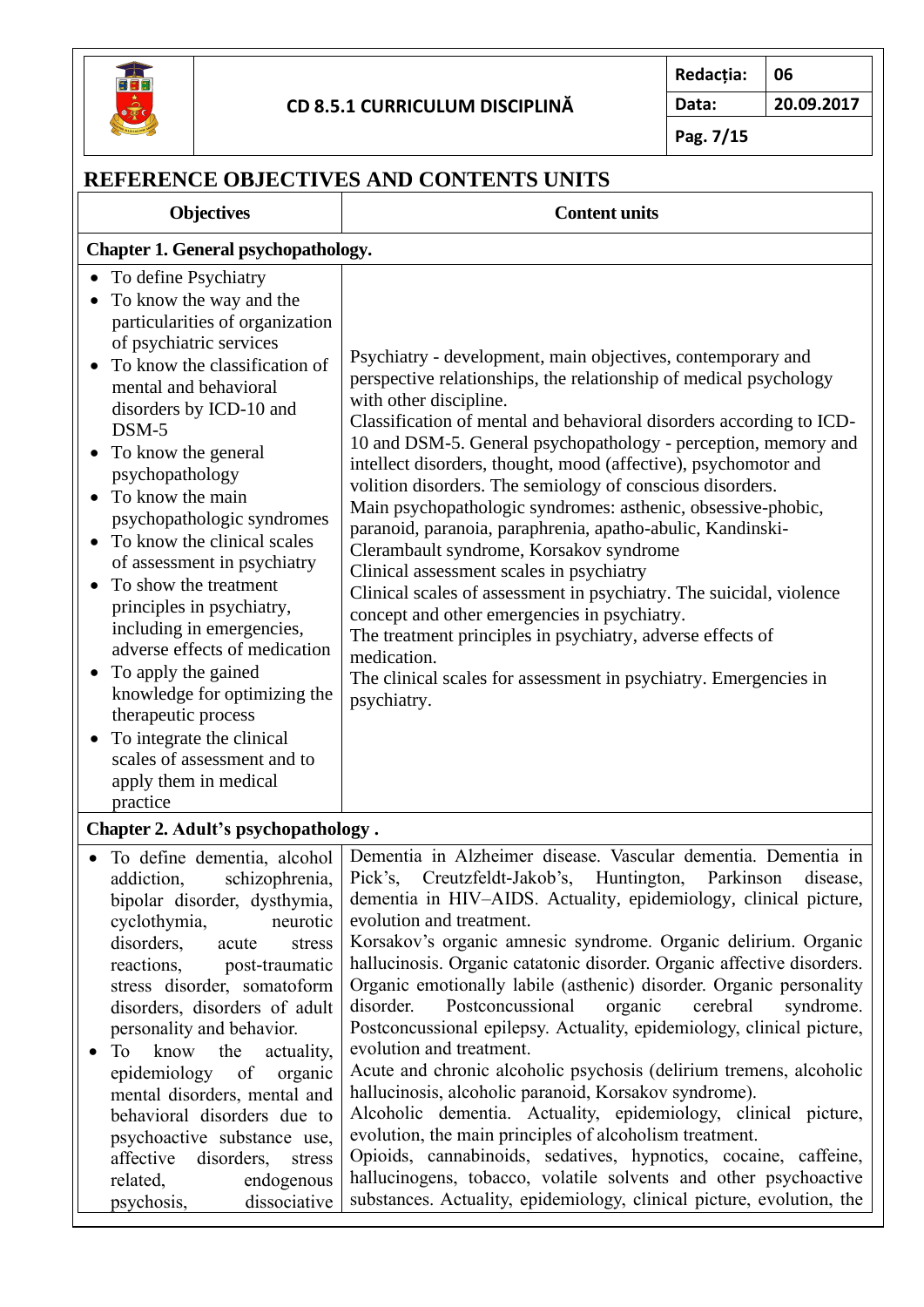## REFERENCE OBJECTIVES AND CONTENTS UNITS

| Objectives | Content units |
|---|---|
| **Chapter 1. General psychopathology.** | |
| • To define Psychiatry<br>• To know the way and the particularities of organization of psychiatric services<br>• To know the classification of mental and behavioral disorders by ICD-10 and DSM-5<br>• To know the general psychopathology<br>• To know the main psychopathologic syndromes<br>• To know the clinical scales of assessment in psychiatry<br>• To show the treatment principles in psychiatry, including in emergencies, adverse effects of medication<br>• To apply the gained knowledge for optimizing the therapeutic process<br>• To integrate the clinical scales of assessment and to apply them in medical practice | Psychiatry - development, main objectives, contemporary and perspective relationships, the relationship of medical psychology with other discipline.<br>Classification of mental and behavioral disorders according to ICD-10 and DSM-5. General psychopathology - perception, memory and intellect disorders, thought, mood (affective), psychomotor and volition disorders. The semiology of conscious disorders.<br>Main psychopathologic syndromes: asthenic, obsessive-phobic, paranoid, paranoia, paraphrenia, apatho-abulic, Kandinski-Clerambault syndrome, Korsakov syndrome<br>Clinical assessment scales in psychiatry<br>Clinical scales of assessment in psychiatry. The suicidal, violence concept and other emergencies in psychiatry.<br>The treatment principles in psychiatry, adverse effects of medication.<br>The clinical scales for assessment in psychiatry. Emergencies in psychiatry. |
| **Chapter 2. Adult's psychopathology .** | |
| • To define dementia, alcohol addiction, schizophrenia, bipolar disorder, dysthymia, cyclothymia, neurotic disorders, acute stress reactions, post-traumatic stress disorder, somatoform disorders, disorders of adult personality and behavior.<br>• To know the actuality, epidemiology of organic mental disorders, mental and behavioral disorders due to psychoactive substance use, affective disorders, stress related, endogenous psychosis, dissociative | Dementia in Alzheimer disease. Vascular dementia. Dementia in Pick's, Creutzfeldt-Jakob's, Huntington, Parkinson disease, dementia in HIV–AIDS. Actuality, epidemiology, clinical picture, evolution and treatment.<br>Korsakov's organic amnesic syndrome. Organic delirium. Organic hallucinosis. Organic catatonic disorder. Organic affective disorders. Organic emotionally labile (asthenic) disorder. Organic personality disorder. Postconcussional organic cerebral syndrome. Postconcussional epilepsy. Actuality, epidemiology, clinical picture, evolution and treatment.<br>Acute and chronic alcoholic psychosis (delirium tremens, alcoholic hallucinosis, alcoholic paranoid, Korsakov syndrome).<br>Alcoholic dementia. Actuality, epidemiology, clinical picture, evolution, the main principles of alcoholism treatment.<br>Opioids, cannabinoids, sedatives, hypnotics, cocaine, caffeine, hallucinogens, tobacco, volatile solvents and other psychoactive substances. Actuality, epidemiology, clinical picture, evolution, the |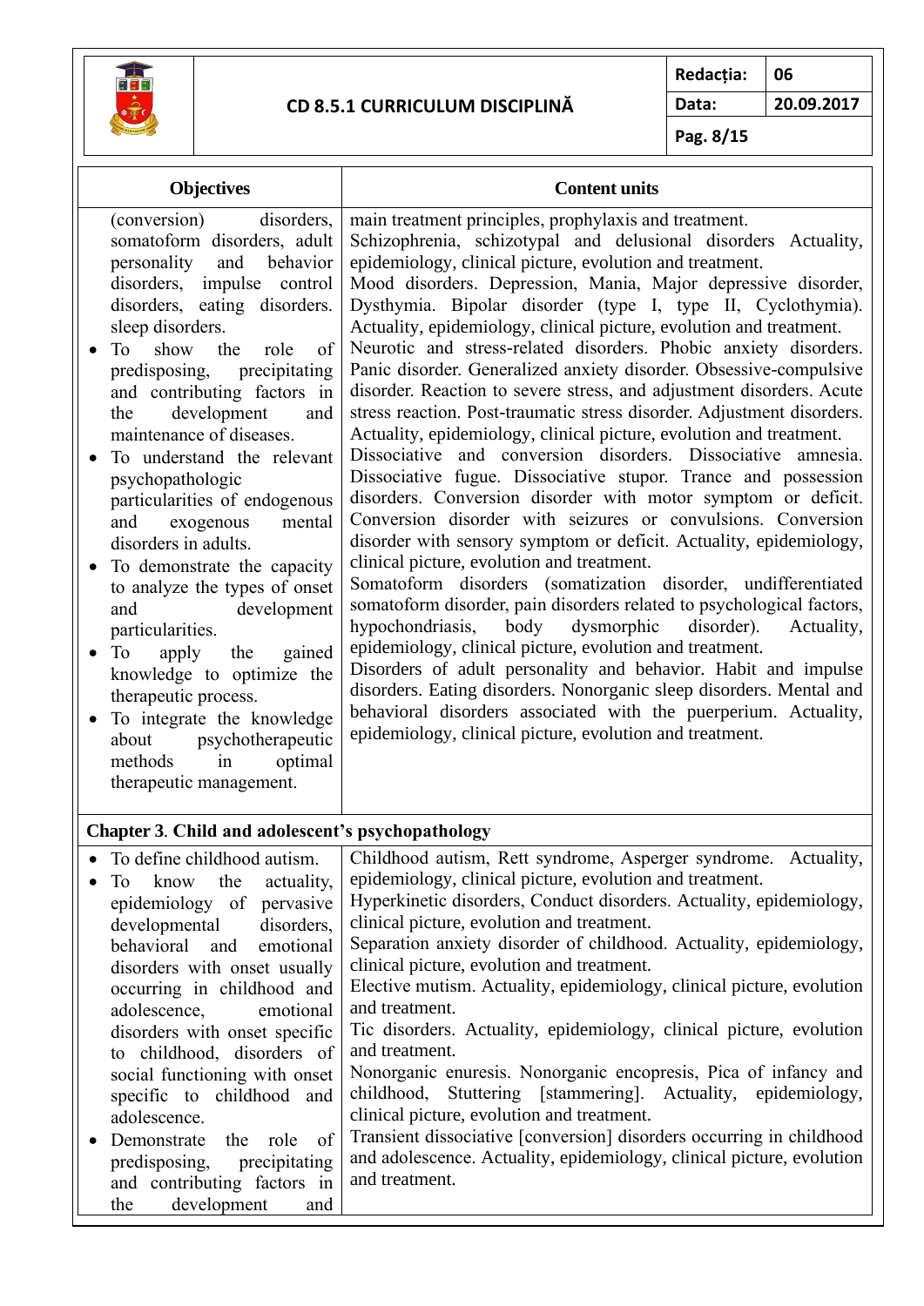| Objectives | Content units |
|---|---|
| (conversion) disorders, somatoform disorders, adult personality and behavior disorders, impulse control disorders, eating disorders. sleep disorders.<br>• To show the role of predisposing, precipitating and contributing factors in the development and maintenance of diseases.<br>• To understand the relevant psychopathologic particularities of endogenous and exogenous mental disorders in adults.<br>• To demonstrate the capacity to analyze the types of onset and development particularities.<br>• To apply the gained knowledge to optimize the therapeutic process.<br>• To integrate the knowledge about psychotherapeutic methods in optimal therapeutic management. | main treatment principles, prophylaxis and treatment.<br>Schizophrenia, schizotypal and delusional disorders Actuality, epidemiology, clinical picture, evolution and treatment.<br>Mood disorders. Depression, Mania, Major depressive disorder, Dysthymia. Bipolar disorder (type I, type II, Cyclothymia). Actuality, epidemiology, clinical picture, evolution and treatment.<br>Neurotic and stress-related disorders. Phobic anxiety disorders. Panic disorder. Generalized anxiety disorder. Obsessive-compulsive disorder. Reaction to severe stress, and adjustment disorders. Acute stress reaction. Post-traumatic stress disorder. Adjustment disorders. Actuality, epidemiology, clinical picture, evolution and treatment.<br>Dissociative and conversion disorders. Dissociative amnesia. Dissociative fugue. Dissociative stupor. Trance and possession disorders. Conversion disorder with motor symptom or deficit. Conversion disorder with seizures or convulsions. Conversion disorder with sensory symptom or deficit. Actuality, epidemiology, clinical picture, evolution and treatment.<br>Somatoform disorders (somatization disorder, undifferentiated somatoform disorder, pain disorders related to psychological factors, hypochondriasis, body dysmorphic disorder). Actuality, epidemiology, clinical picture, evolution and treatment.<br>Disorders of adult personality and behavior. Habit and impulse disorders. Eating disorders. Nonorganic sleep disorders. Mental and behavioral disorders associated with the puerperium. Actuality, epidemiology, clinical picture, evolution and treatment. |
| **Chapter 3**. **Child and adolescent's psychopathology** | |
| • To define childhood autism.<br>• To know the actuality, epidemiology of pervasive developmental disorders, behavioral and emotional disorders with onset usually occurring in childhood and adolescence, emotional disorders with onset specific to childhood, disorders of social functioning with onset specific to childhood and adolescence.<br>• Demonstrate the role of predisposing, precipitating and contributing factors in the development and | Childhood autism, Rett syndrome, Asperger syndrome. Actuality, epidemiology, clinical picture, evolution and treatment.<br>Hyperkinetic disorders, Conduct disorders. Actuality, epidemiology, clinical picture, evolution and treatment.<br>Separation anxiety disorder of childhood. Actuality, epidemiology, clinical picture, evolution and treatment.<br>Elective mutism. Actuality, epidemiology, clinical picture, evolution and treatment.<br>Tic disorders. Actuality, epidemiology, clinical picture, evolution and treatment.<br>Nonorganic enuresis. Nonorganic encopresis, Pica of infancy and childhood, Stuttering [stammering]. Actuality, epidemiology, clinical picture, evolution and treatment.<br>Transient dissociative [conversion] disorders occurring in childhood and adolescence. Actuality, epidemiology, clinical picture, evolution and treatment. |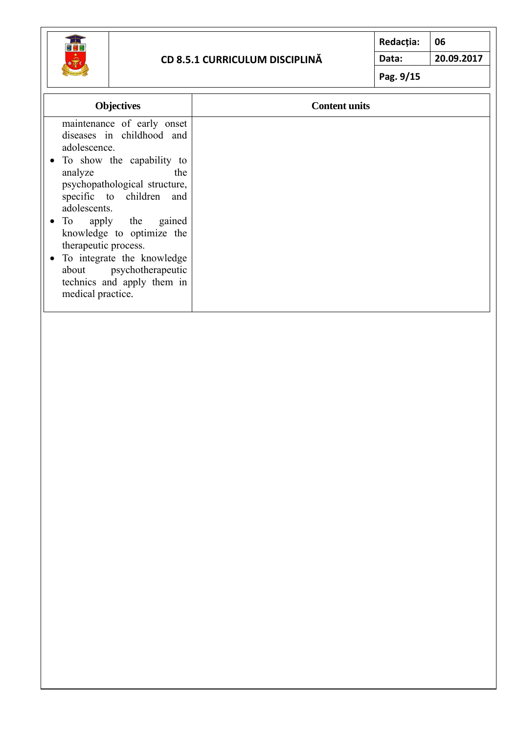| Objectives | Content units |
| --- | --- |
| maintenance of early onset diseases in childhood and adolescence.<br>• To show the capability to analyze the psychopathological structure, specific to children and adolescents.<br>• To apply the gained knowledge to optimize the therapeutic process.<br>• To integrate the knowledge about psychotherapeutic technics and apply them in medical practice. | |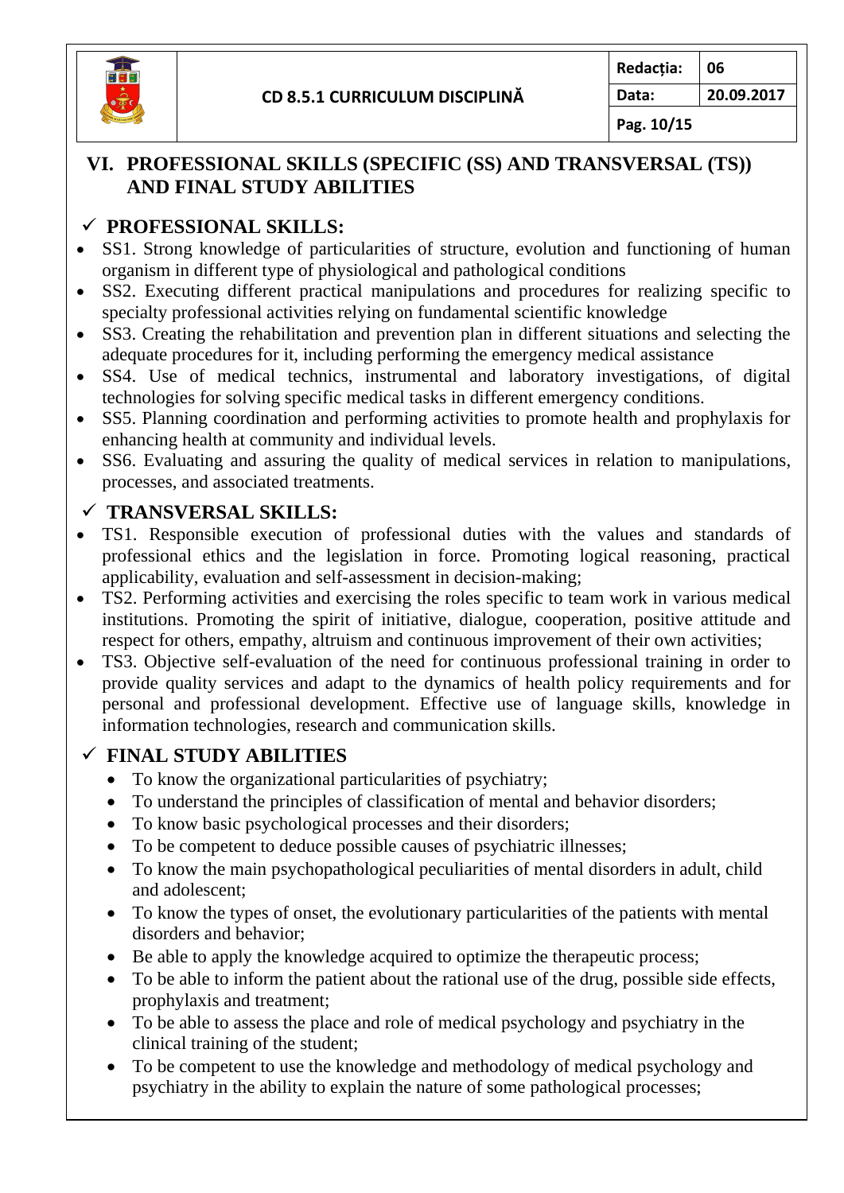## VI. PROFESSIONAL SKILLS (SPECIFIC (SS) AND TRANSVERSAL (TS)) AND FINAL STUDY ABILITIES

### ✓ PROFESSIONAL SKILLS:

- SS1. Strong knowledge of particularities of structure, evolution and functioning of human organism in different type of physiological and pathological conditions
- SS2. Executing different practical manipulations and procedures for realizing specific to specialty professional activities relying on fundamental scientific knowledge
- SS3. Creating the rehabilitation and prevention plan in different situations and selecting the adequate procedures for it, including performing the emergency medical assistance
- SS4. Use of medical technics, instrumental and laboratory investigations, of digital technologies for solving specific medical tasks in different emergency conditions.
- SS5. Planning coordination and performing activities to promote health and prophylaxis for enhancing health at community and individual levels.
- SS6. Evaluating and assuring the quality of medical services in relation to manipulations, processes, and associated treatments.

### ✓ TRANSVERSAL SKILLS:

- TS1. Responsible execution of professional duties with the values and standards of professional ethics and the legislation in force. Promoting logical reasoning, practical applicability, evaluation and self-assessment in decision-making;
- TS2. Performing activities and exercising the roles specific to team work in various medical institutions. Promoting the spirit of initiative, dialogue, cooperation, positive attitude and respect for others, empathy, altruism and continuous improvement of their own activities;
- TS3. Objective self-evaluation of the need for continuous professional training in order to provide quality services and adapt to the dynamics of health policy requirements and for personal and professional development. Effective use of language skills, knowledge in information technologies, research and communication skills.

### ✓ FINAL STUDY ABILITIES

- To know the organizational particularities of psychiatry;
- To understand the principles of classification of mental and behavior disorders;
- To know basic psychological processes and their disorders;
- To be competent to deduce possible causes of psychiatric illnesses;
- To know the main psychopathological peculiarities of mental disorders in adult, child and adolescent;
- To know the types of onset, the evolutionary particularities of the patients with mental disorders and behavior;
- Be able to apply the knowledge acquired to optimize the therapeutic process;
- To be able to inform the patient about the rational use of the drug, possible side effects, prophylaxis and treatment;
- To be able to assess the place and role of medical psychology and psychiatry in the clinical training of the student;
- To be competent to use the knowledge and methodology of medical psychology and psychiatry in the ability to explain the nature of some pathological processes;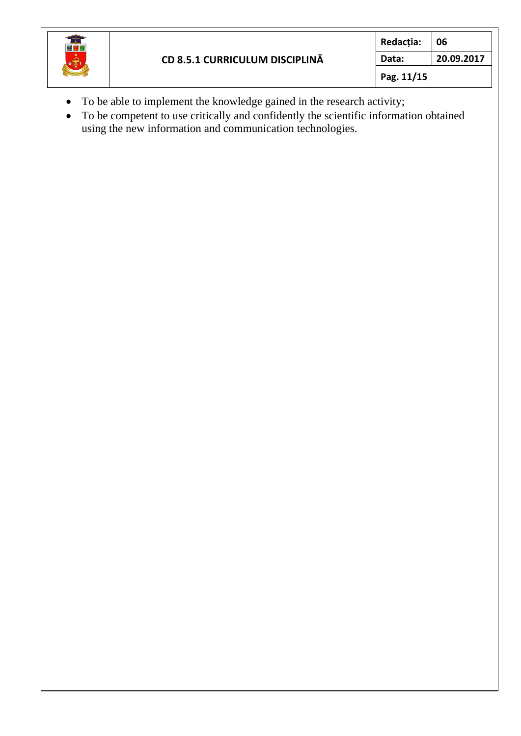- To be able to implement the knowledge gained in the research activity;
- To be competent to use critically and confidently the scientific information obtained using the new information and communication technologies.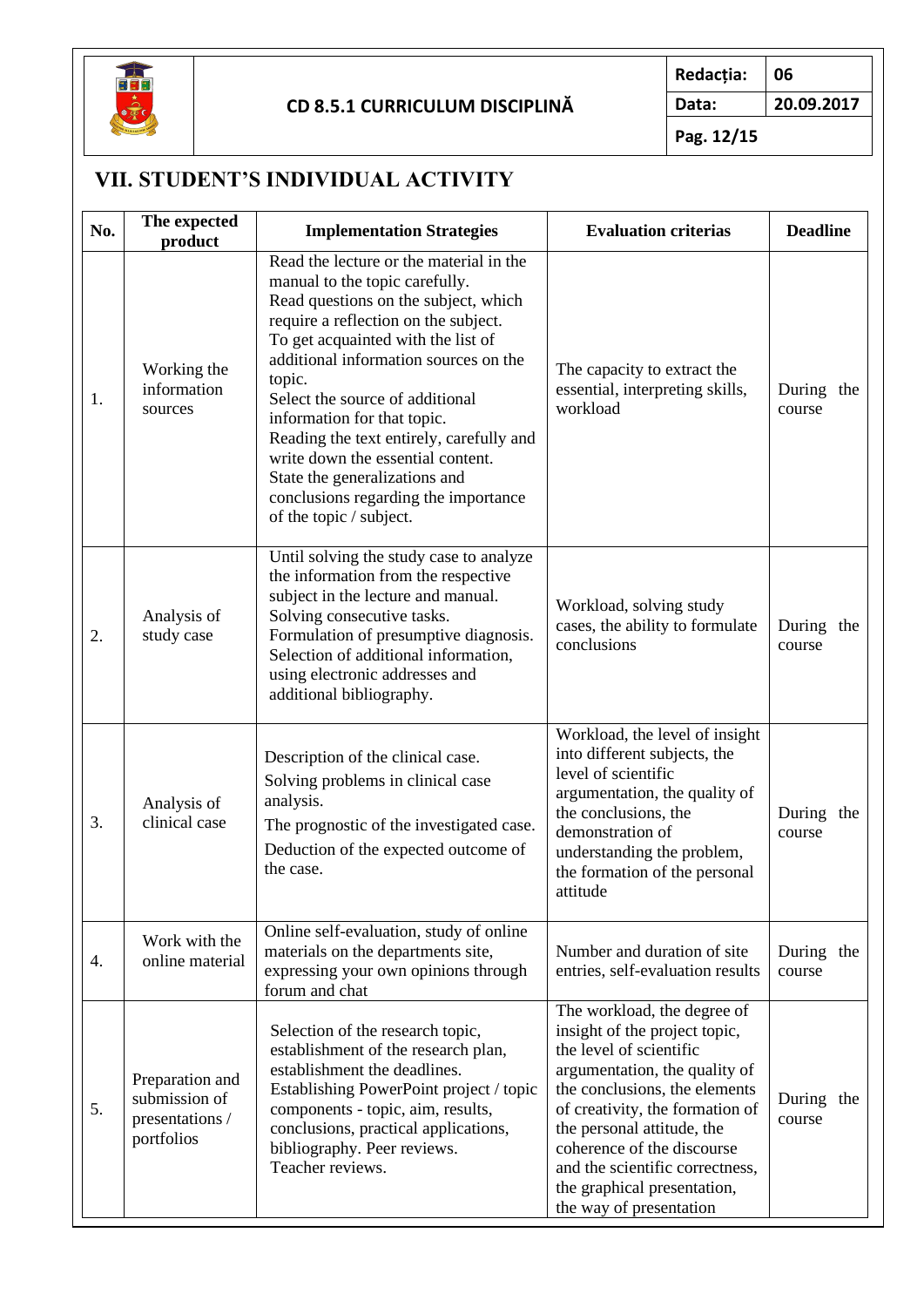## VII. STUDENT'S INDIVIDUAL ACTIVITY

| No. | The expected product | Implementation Strategies | Evaluation criterias | Deadline |
|---|---|---|---|---|
| 1. | Working the information sources | Read the lecture or the material in the manual to the topic carefully. Read questions on the subject, which require a reflection on the subject. To get acquainted with the list of additional information sources on the topic. Select the source of additional information for that topic. Reading the text entirely, carefully and write down the essential content. State the generalizations and conclusions regarding the importance of the topic / subject. | The capacity to extract the essential, interpreting skills, workload | During the course |
| 2. | Analysis of study case | Until solving the study case to analyze the information from the respective subject in the lecture and manual. Solving consecutive tasks. Formulation of presumptive diagnosis. Selection of additional information, using electronic addresses and additional bibliography. | Workload, solving study cases, the ability to formulate conclusions | During the course |
| 3. | Analysis of clinical case | Description of the clinical case. Solving problems in clinical case analysis. The prognostic of the investigated case. Deduction of the expected outcome of the case. | Workload, the level of insight into different subjects, the level of scientific argumentation, the quality of the conclusions, the demonstration of understanding the problem, the formation of the personal attitude | During the course |
| 4. | Work with the online material | Online self-evaluation, study of online materials on the departments site, expressing your own opinions through forum and chat | Number and duration of site entries, self-evaluation results | During the course |
| 5. | Preparation and submission of presentations / portfolios | Selection of the research topic, establishment of the research plan, establishment the deadlines. Establishing PowerPoint project / topic components - topic, aim, results, conclusions, practical applications, bibliography. Peer reviews. Teacher reviews. | The workload, the degree of insight of the project topic, the level of scientific argumentation, the quality of the conclusions, the elements of creativity, the formation of the personal attitude, the coherence of the discourse and the scientific correctness, the graphical presentation, the way of presentation | During the course |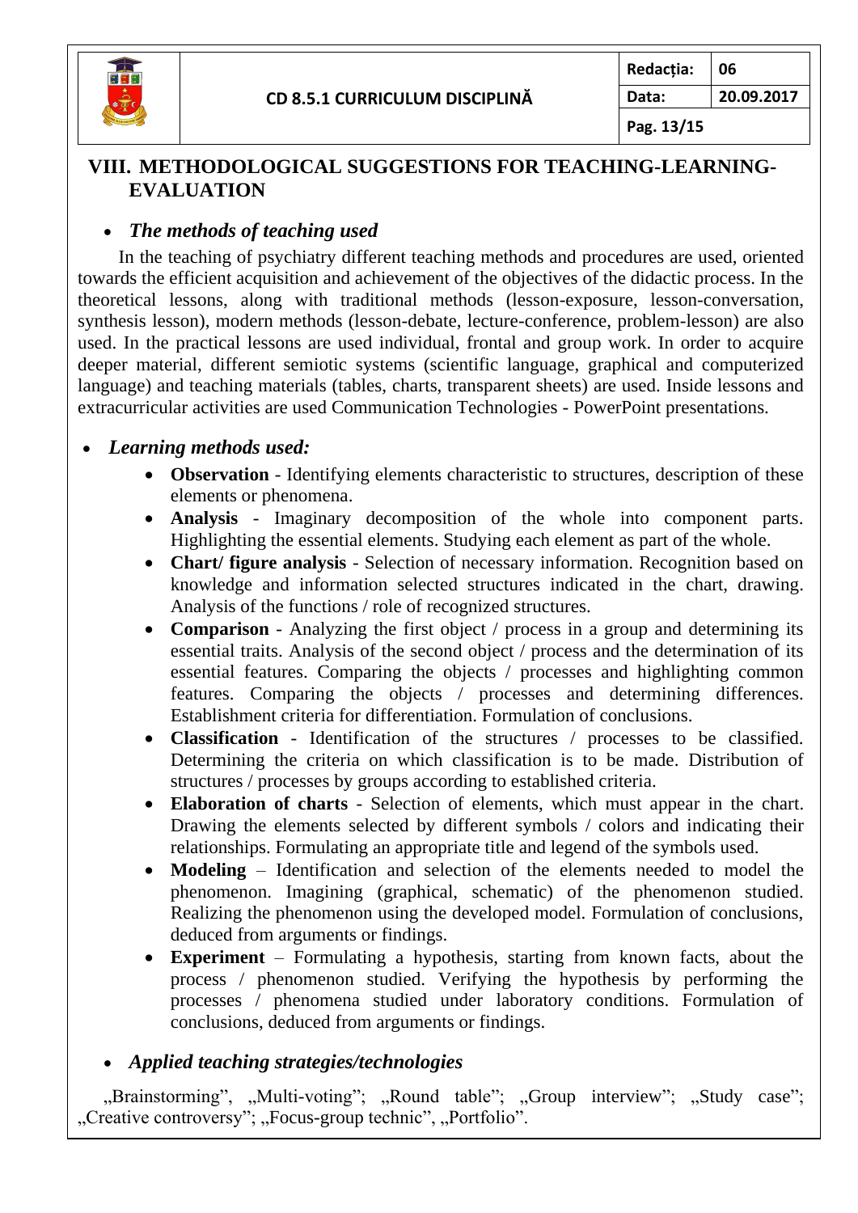## VIII. METHODOLOGICAL SUGGESTIONS FOR TEACHING-LEARNING-EVALUATION

- ***The methods of teaching used***

In the teaching of psychiatry different teaching methods and procedures are used, oriented towards the efficient acquisition and achievement of the objectives of the didactic process. In the theoretical lessons, along with traditional methods (lesson-exposure, lesson-conversation, synthesis lesson), modern methods (lesson-debate, lecture-conference, problem-lesson) are also used. In the practical lessons are used individual, frontal and group work. In order to acquire deeper material, different semiotic systems (scientific language, graphical and computerized language) and teaching materials (tables, charts, transparent sheets) are used. Inside lessons and extracurricular activities are used Communication Technologies - PowerPoint presentations.

- ***Learning methods used:***
  - **Observation** - Identifying elements characteristic to structures, description of these elements or phenomena.
  - **Analysis** - Imaginary decomposition of the whole into component parts. Highlighting the essential elements. Studying each element as part of the whole.
  - **Chart/ figure analysis** - Selection of necessary information. Recognition based on knowledge and information selected structures indicated in the chart, drawing. Analysis of the functions / role of recognized structures.
  - **Comparison** - Analyzing the first object / process in a group and determining its essential traits. Analysis of the second object / process and the determination of its essential features. Comparing the objects / processes and highlighting common features. Comparing the objects / processes and determining differences. Establishment criteria for differentiation. Formulation of conclusions.
  - **Classification** - Identification of the structures / processes to be classified. Determining the criteria on which classification is to be made. Distribution of structures / processes by groups according to established criteria.
  - **Elaboration of charts** - Selection of elements, which must appear in the chart. Drawing the elements selected by different symbols / colors and indicating their relationships. Formulating an appropriate title and legend of the symbols used.
  - **Modeling** – Identification and selection of the elements needed to model the phenomenon. Imagining (graphical, schematic) of the phenomenon studied. Realizing the phenomenon using the developed model. Formulation of conclusions, deduced from arguments or findings.
  - **Experiment** – Formulating a hypothesis, starting from known facts, about the process / phenomenon studied. Verifying the hypothesis by performing the processes / phenomena studied under laboratory conditions. Formulation of conclusions, deduced from arguments or findings.

- ***Applied teaching strategies/technologies***

„Brainstorming", „Multi-voting"; „Round table"; „Group interview"; „Study case"; „Creative controversy"; „Focus-group technic", „Portfolio".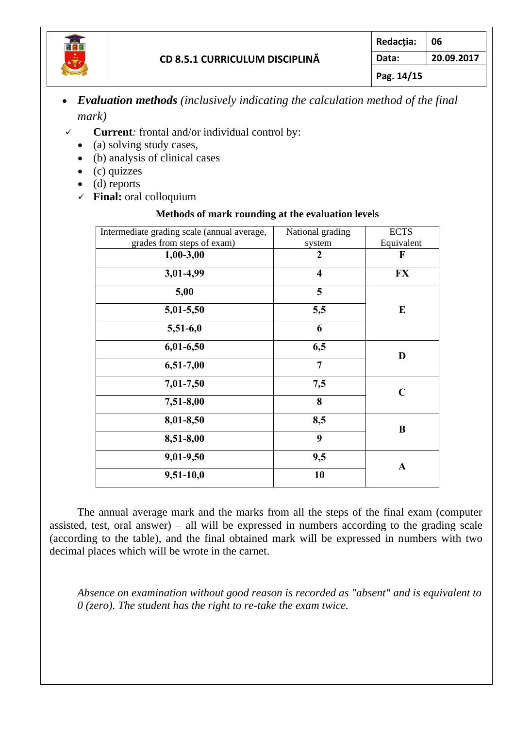- ***Evaluation methods*** *(inclusively indicating the calculation method of the final mark)*

✓ **Current***:* frontal and/or individual control by:

- (a) solving study cases,
- (b) analysis of clinical cases
- (c) quizzes
- (d) reports

✓ **Final:** oral colloquium

**Methods of mark rounding at the evaluation levels**

| Intermediate grading scale (annual average, grades from steps of exam) | National grading system | ECTS Equivalent |
|---|---|---|
| **1,00-3,00** | **2** | **F** |
| **3,01-4,99** | **4** | **FX** |
| **5,00** | **5** | **E** |
| **5,01-5,50** | **5,5** | |
| **5,51-6,0** | **6** | |
| **6,01-6,50** | **6,5** | **D** |
| **6,51-7,00** | **7** | |
| **7,01-7,50** | **7,5** | **C** |
| **7,51-8,00** | **8** | |
| **8,01-8,50** | **8,5** | **B** |
| **8,51-8,00** | **9** | |
| **9,01-9,50** | **9,5** | **A** |
| **9,51-10,0** | **10** | |

The annual average mark and the marks from all the steps of the final exam (computer assisted, test, oral answer) – all will be expressed in numbers according to the grading scale (according to the table), and the final obtained mark will be expressed in numbers with two decimal places which will be wrote in the carnet.

*Absence on examination without good reason is recorded as "absent" and is equivalent to 0 (zero). The student has the right to re-take the exam twice.*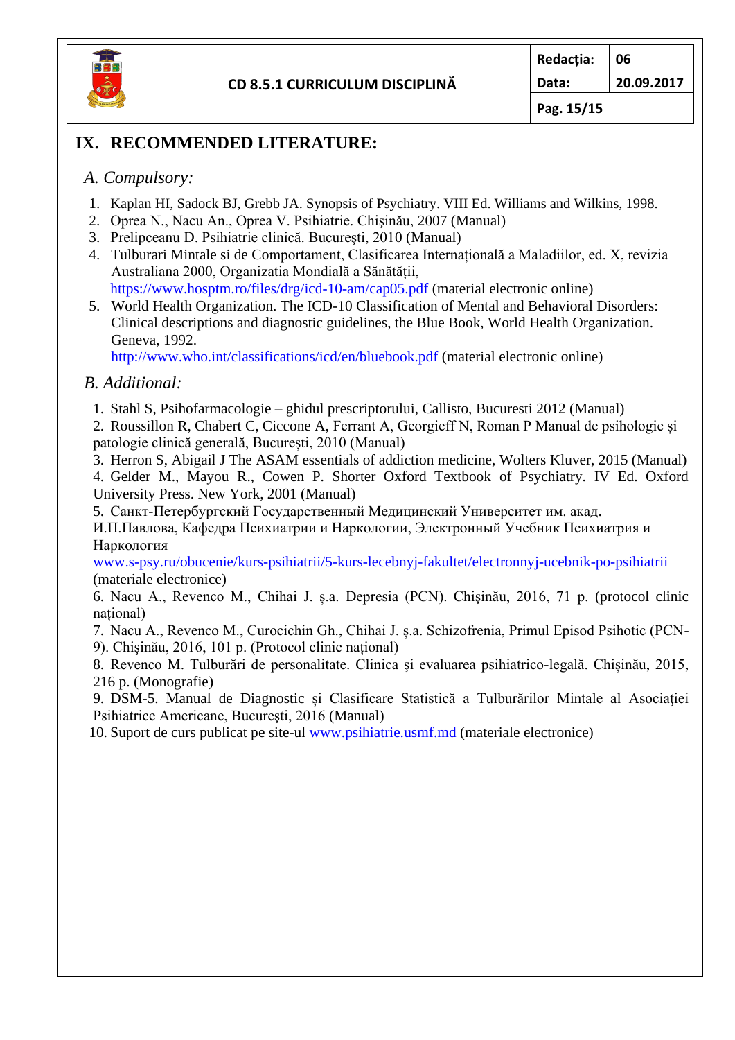## IX. RECOMMENDED LITERATURE:

### *A. Compulsory:*

1. Kaplan HI, Sadock BJ, Grebb JA. Synopsis of Psychiatry. VIII Ed. Williams and Wilkins, 1998.
2. Oprea N., Nacu An., Oprea V. Psihiatrie. Chişinău, 2007 (Manual)
3. Prelipceanu D. Psihiatrie clinică. Bucureşti, 2010 (Manual)
4. Tulburari Mintale si de Comportament, Clasificarea Internațională a Maladiilor, ed. X, revizia Australiana 2000, Organizatia Mondială a Sănătății, https://www.hosptm.ro/files/drg/icd-10-am/cap05.pdf (material electronic online)
5. World Health Organization. The ICD-10 Classification of Mental and Behavioral Disorders: Clinical descriptions and diagnostic guidelines, the Blue Book, World Health Organization. Geneva, 1992. http://www.who.int/classifications/icd/en/bluebook.pdf (material electronic online)

### *B. Additional:*

1. Stahl S, Psihofarmacologie – ghidul prescriptorului, Callisto, Bucuresti 2012 (Manual)
2. Roussillon R, Chabert C, Ciccone A, Ferrant A, Georgieff N, Roman P Manual de psihologie şi patologie clinică generală, Bucureşti, 2010 (Manual)
3. Herron S, Abigail J The ASAM essentials of addiction medicine, Wolters Kluver, 2015 (Manual)
4. Gelder M., Mayou R., Cowen P. Shorter Oxford Textbook of Psychiatry. IV Ed. Oxford University Press. New York, 2001 (Manual)
5. Санкт-Петербургский Государственный Медицинский Университет им. акад. И.П.Павлова, Кафедра Психиатрии и Наркологии, Электронный Учебник Психиатрия и Наркология www.s-psy.ru/obucenie/kurs-psihiatrii/5-kurs-lecebnyj-fakultet/electronnyj-ucebnik-po-psihiatrii (materiale electronice)
6. Nacu A., Revenco M., Chihai J. ş.a. Depresia (PCN). Chişinău, 2016, 71 p. (protocol clinic național)
7. Nacu A., Revenco M., Curocichin Gh., Chihai J. ş.a. Schizofrenia, Primul Episod Psihotic (PCN-9). Chişinău, 2016, 101 p. (Protocol clinic național)
8. Revenco M. Tulburări de personalitate. Clinica şi evaluarea psihiatrico-legală. Chișinău, 2015, 216 p. (Monografie)
9. DSM-5. Manual de Diagnostic şi Clasificare Statistică a Tulburărilor Mintale al Asociației Psihiatrice Americane, Bucureşti, 2016 (Manual)
10. Suport de curs publicat pe site-ul www.psihiatrie.usmf.md (materiale electronice)